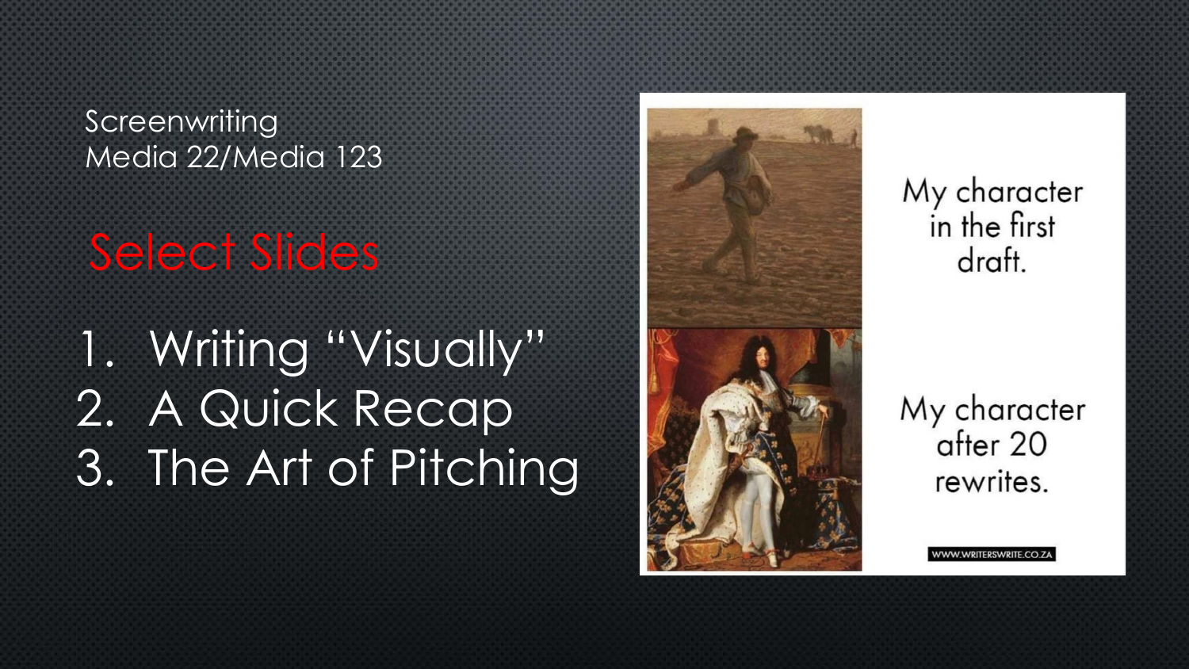Screenwriting
Media 22/Media 123

# Select Slides

1. Writing “Visually”
2. A Quick Recap
3. The Art of Pitching

My character in the first draft.

My character after 20 rewrites.

WWW.WRITERSWRITE.CO.ZA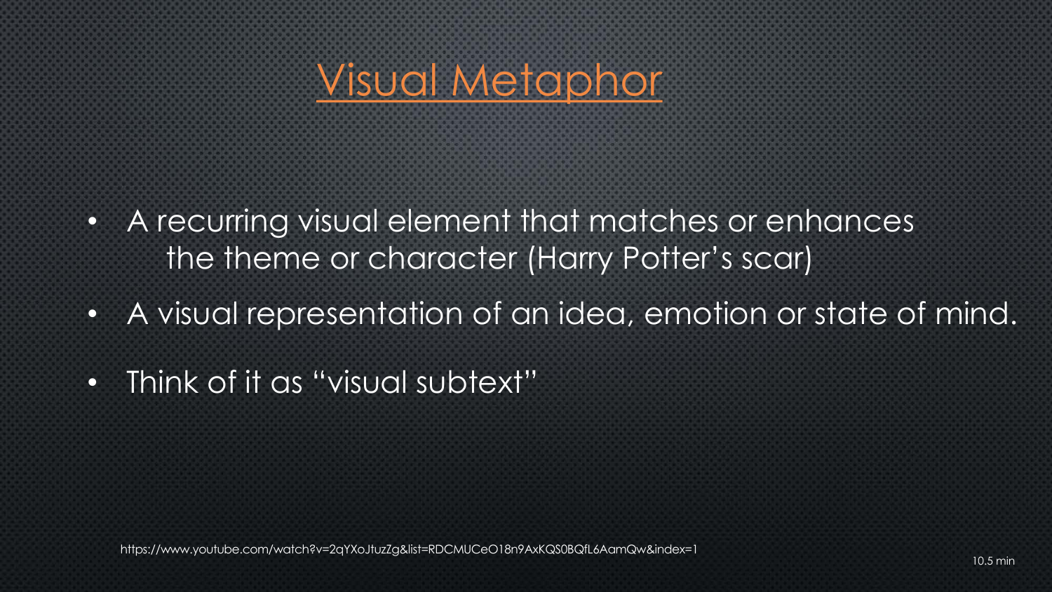# Visual Metaphor

- A recurring visual element that matches or enhances the theme or character (Harry Potter's scar)
- A visual representation of an idea, emotion or state of mind.
- Think of it as "visual subtext"

https://www.youtube.com/watch?v=2qYXoJtuzZg&list=RDCMUCeO18n9AxKQS0BQfL6AamQw&index=1

10.5 min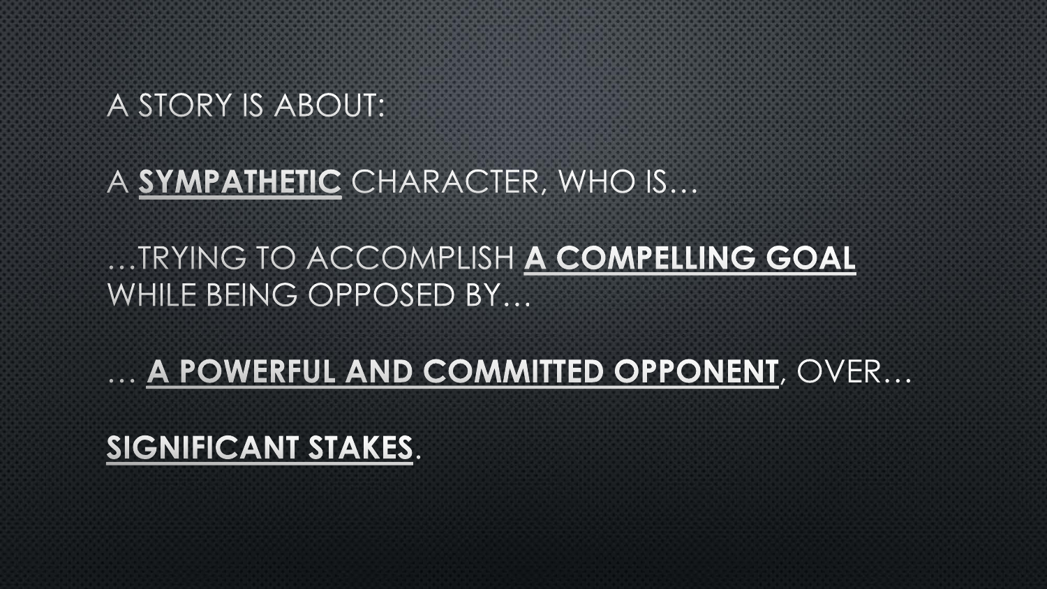A STORY IS ABOUT:

A **SYMPATHETIC** CHARACTER, WHO IS…

…TRYING TO ACCOMPLISH **A COMPELLING GOAL** WHILE BEING OPPOSED BY…

… **A POWERFUL AND COMMITTED OPPONENT**, OVER…

**SIGNIFICANT STAKES**.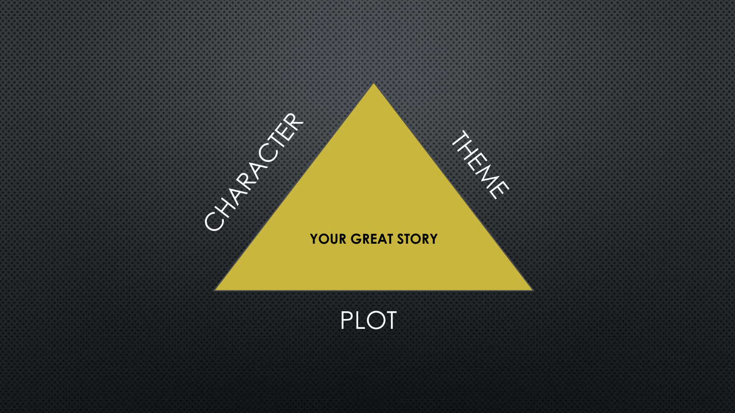CHARACTER

THEME

YOUR GREAT STORY

PLOT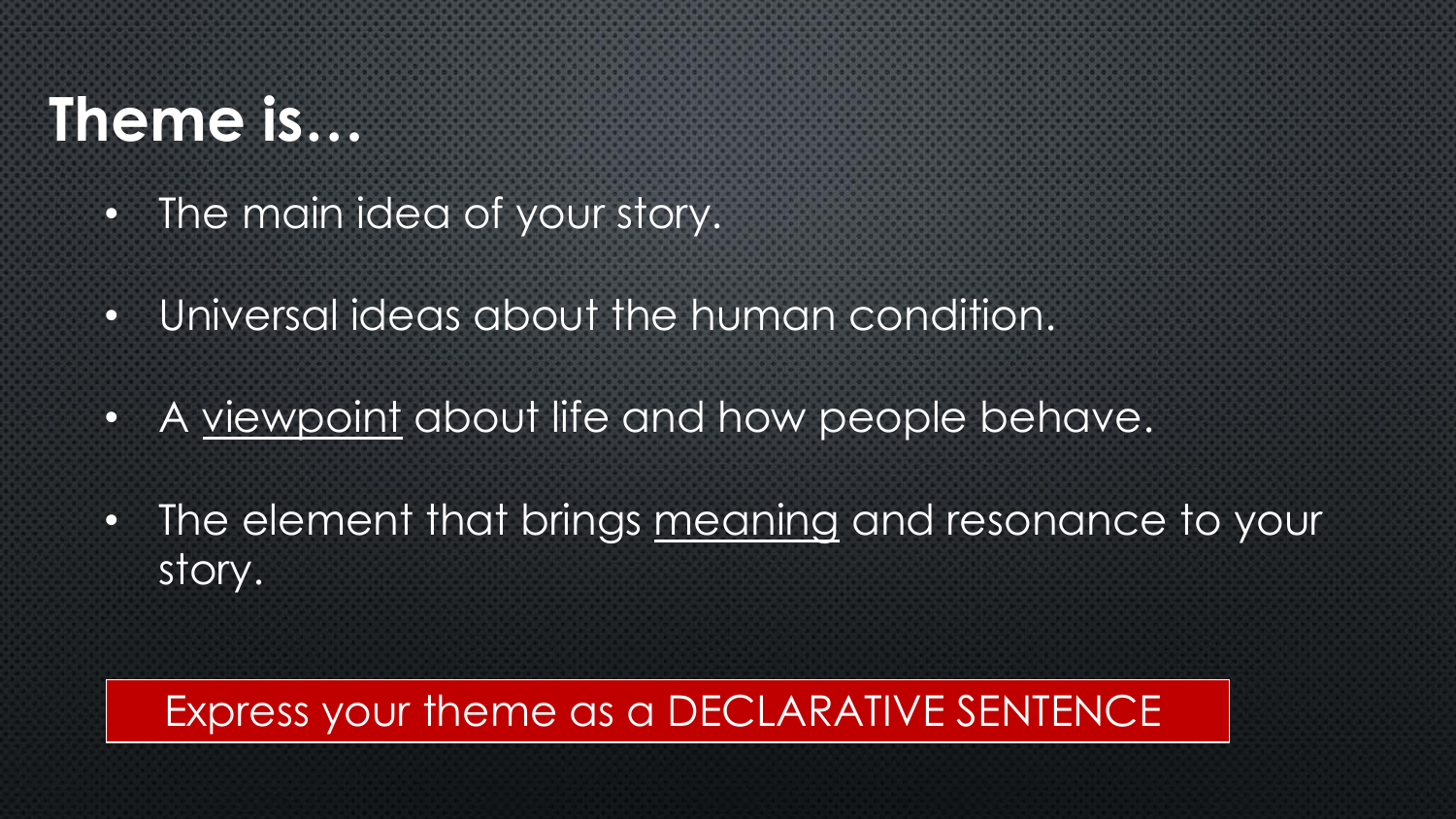# Theme is…

- The main idea of your story.
- Universal ideas about the human condition.
- A <u>viewpoint</u> about life and how people behave.
- The element that brings <u>meaning</u> and resonance to your story.

Express your theme as a DECLARATIVE SENTENCE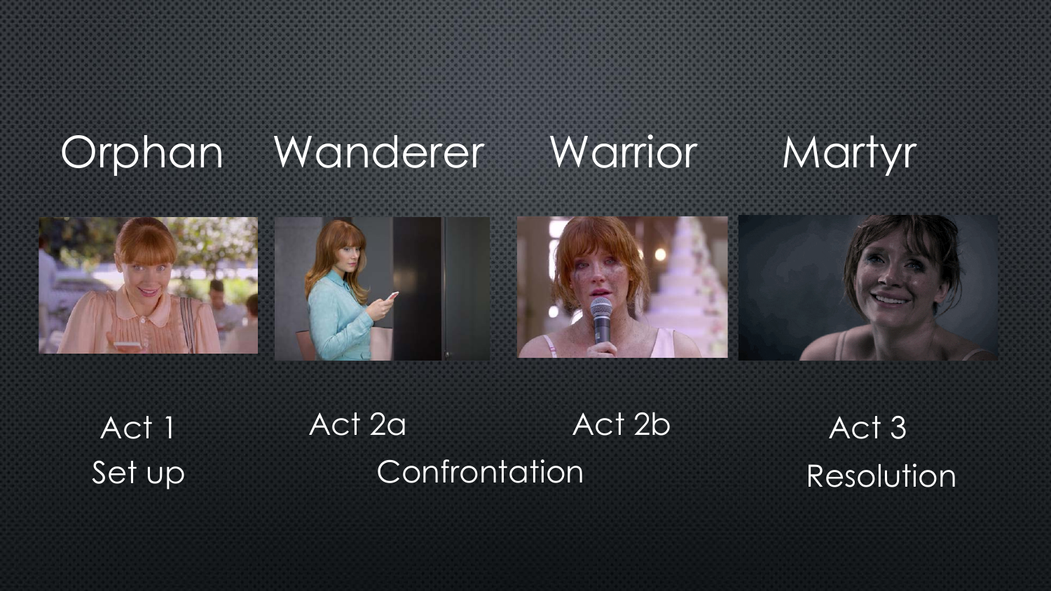Orphan | Wanderer | Warrior | Martyr

Act 1
Set up

Act 2a | Act 2b
Confrontation

Act 3
Resolution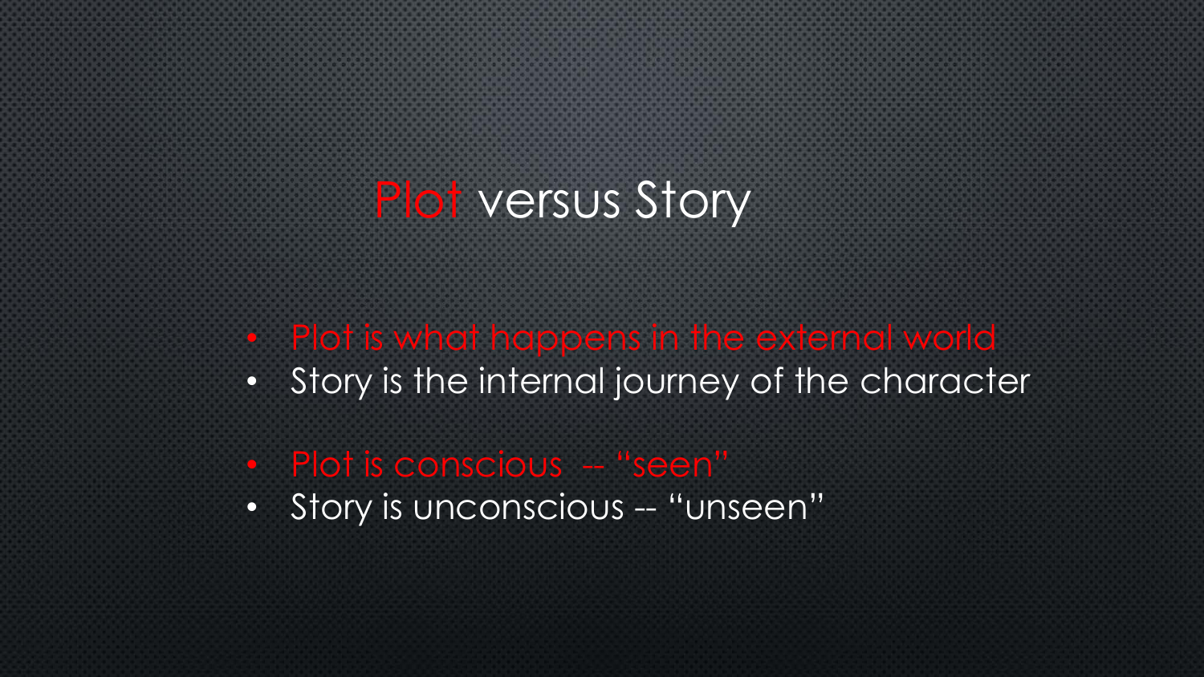# Plot versus Story

- Plot is what happens in the external world
- Story is the internal journey of the character

- Plot is conscious -- "seen"
- Story is unconscious -- "unseen"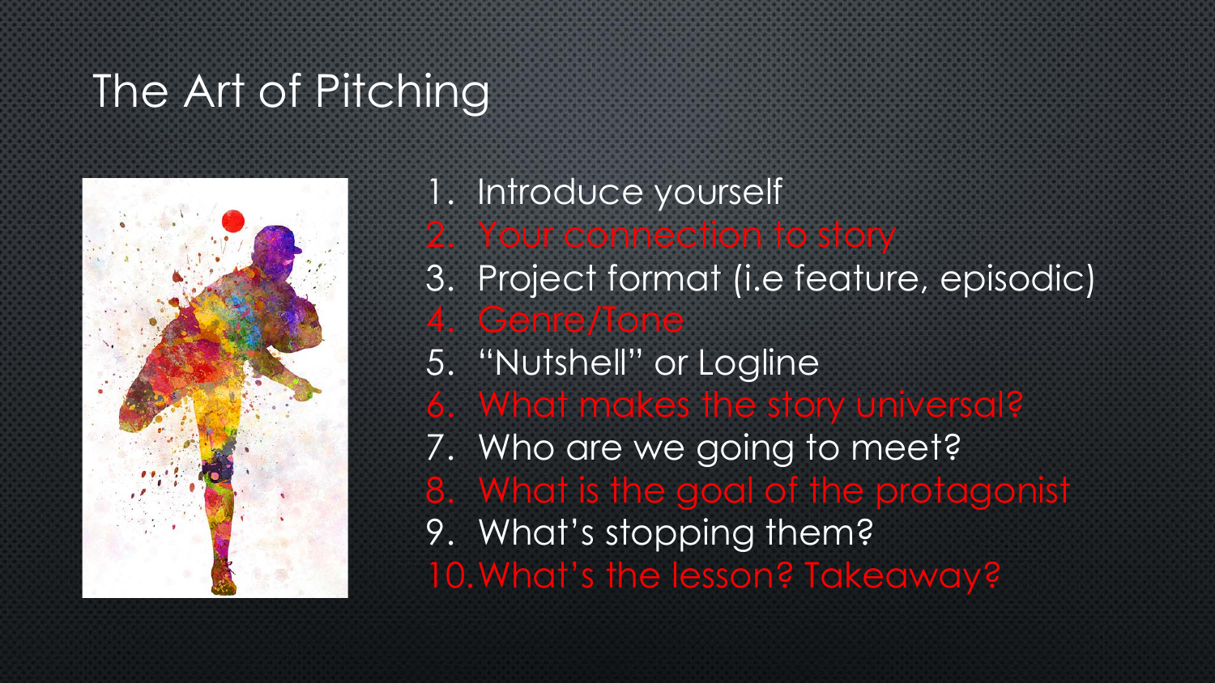# The Art of Pitching

1. Introduce yourself
2. Your connection to story
3. Project format (i.e feature, episodic)
4. Genre/Tone
5. "Nutshell" or Logline
6. What makes the story universal?
7. Who are we going to meet?
8. What is the goal of the protagonist
9. What's stopping them?
10. What's the lesson? Takeaway?